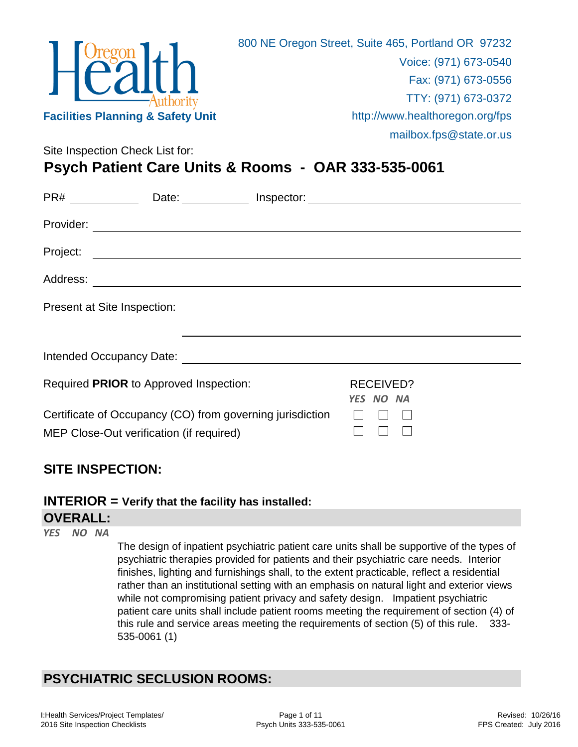Oregon Health Authority

**Facilities Planning & Safety Unit**

800 NE Oregon Street, Suite 465, Portland OR 97232
Voice: (971) 673-0540
Fax: (971) 673-0556
TTY: (971) 673-0372
http://www.healthoregon.org/fps
mailbox.fps@state.or.us

Site Inspection Check List for:

# Psych Patient Care Units & Rooms - OAR 333-535-0061

PR# ____________ Date: ____________ Inspector: ______________________________

Provider: ______________________________________________

Project: ______________________________________________

Address: ______________________________________________

Present at Site Inspection:

______________________________________________

Intended Occupancy Date: ______________________________________________

| Required **PRIOR** to Approved Inspection: | RECEIVED? *YES* | *NO* | *NA* |
|---|---|---|---|
| Certificate of Occupancy (CO) from governing jurisdiction | ☐ | ☐ | ☐ |
| MEP Close-Out verification (if required) | ☐ | ☐ | ☐ |

## SITE INSPECTION:

### INTERIOR = Verify that the facility has installed:

### OVERALL:

*YES NO NA*

The design of inpatient psychiatric patient care units shall be supportive of the types of psychiatric therapies provided for patients and their psychiatric care needs. Interior finishes, lighting and furnishings shall, to the extent practicable, reflect a residential rather than an institutional setting with an emphasis on natural light and exterior views while not compromising patient privacy and safety design. Impatient psychiatric patient care units shall include patient rooms meeting the requirement of section (4) of this rule and service areas meeting the requirements of section (5) of this rule. 333-535-0061 (1)

### PSYCHIATRIC SECLUSION ROOMS: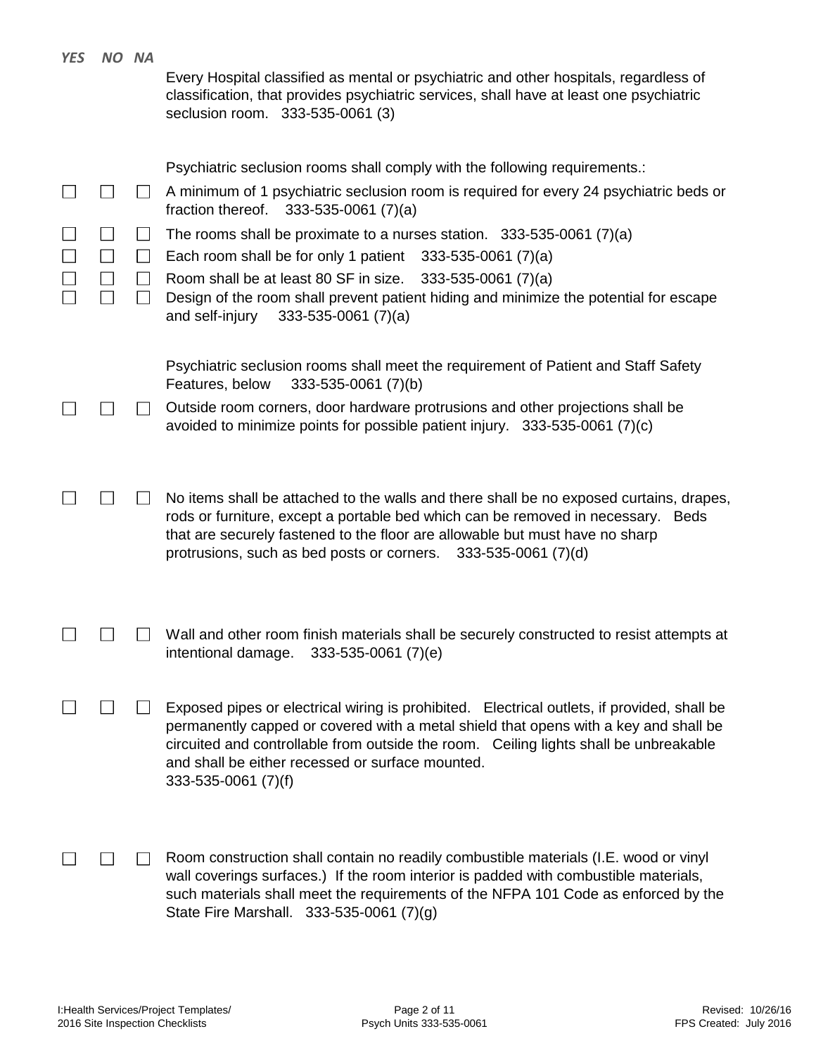*YES NO NA*

Every Hospital classified as mental or psychiatric and other hospitals, regardless of classification, that provides psychiatric services, shall have at least one psychiatric seclusion room. 333-535-0061 (3)

Psychiatric seclusion rooms shall comply with the following requirements.:

- ☐ ☐ ☐ A minimum of 1 psychiatric seclusion room is required for every 24 psychiatric beds or fraction thereof. 333-535-0061 (7)(a)
- ☐ ☐ ☐ The rooms shall be proximate to a nurses station. 333-535-0061 (7)(a)
- ☐ ☐ ☐ Each room shall be for only 1 patient 333-535-0061 (7)(a)
- ☐ ☐ ☐ Room shall be at least 80 SF in size. 333-535-0061 (7)(a)
- ☐ ☐ ☐ Design of the room shall prevent patient hiding and minimize the potential for escape and self-injury 333-535-0061 (7)(a)

Psychiatric seclusion rooms shall meet the requirement of Patient and Staff Safety Features, below 333-535-0061 (7)(b)

- ☐ ☐ ☐ Outside room corners, door hardware protrusions and other projections shall be avoided to minimize points for possible patient injury. 333-535-0061 (7)(c)
- ☐ ☐ ☐ No items shall be attached to the walls and there shall be no exposed curtains, drapes, rods or furniture, except a portable bed which can be removed in necessary. Beds that are securely fastened to the floor are allowable but must have no sharp protrusions, such as bed posts or corners. 333-535-0061 (7)(d)
- ☐ ☐ ☐ Wall and other room finish materials shall be securely constructed to resist attempts at intentional damage. 333-535-0061 (7)(e)
- ☐ ☐ ☐ Exposed pipes or electrical wiring is prohibited. Electrical outlets, if provided, shall be permanently capped or covered with a metal shield that opens with a key and shall be circuited and controllable from outside the room. Ceiling lights shall be unbreakable and shall be either recessed or surface mounted.
333-535-0061 (7)(f)
- ☐ ☐ ☐ Room construction shall contain no readily combustible materials (I.E. wood or vinyl wall coverings surfaces.) If the room interior is padded with combustible materials, such materials shall meet the requirements of the NFPA 101 Code as enforced by the State Fire Marshall. 333-535-0061 (7)(g)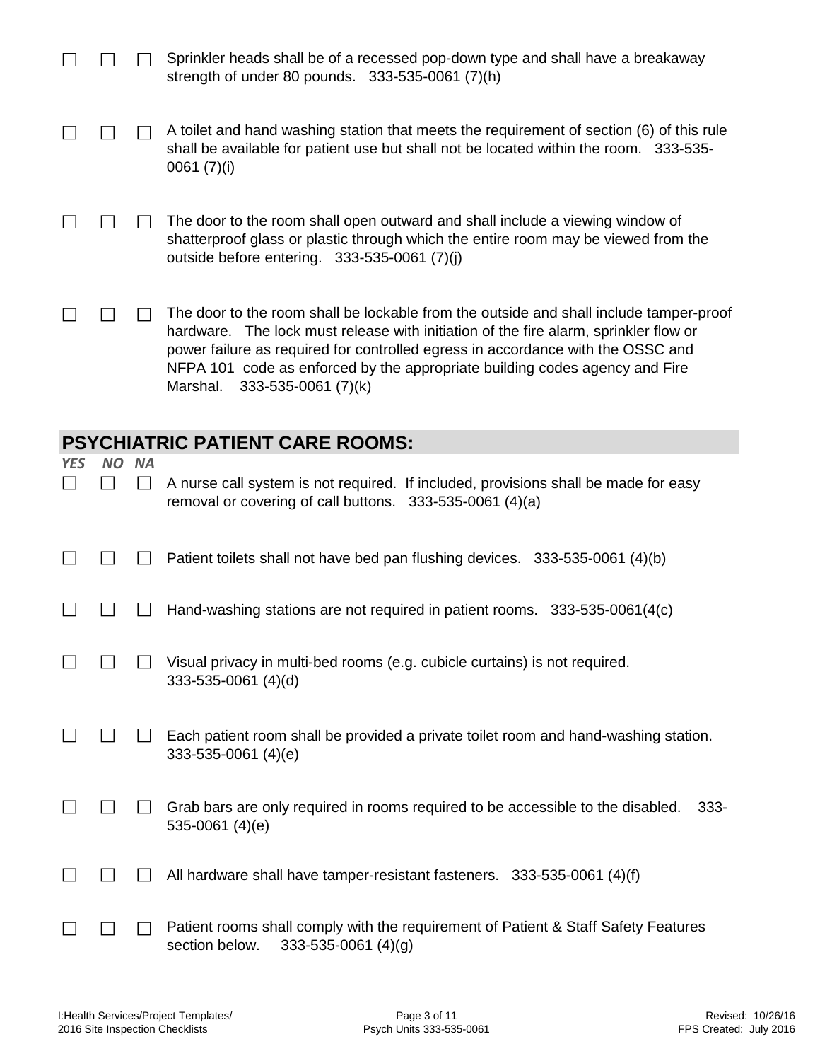☐ ☐ ☐ Sprinkler heads shall be of a recessed pop-down type and shall have a breakaway strength of under 80 pounds. 333-535-0061 (7)(h)

☐ ☐ ☐ A toilet and hand washing station that meets the requirement of section (6) of this rule shall be available for patient use but shall not be located within the room. 333-535-0061 (7)(i)

☐ ☐ ☐ The door to the room shall open outward and shall include a viewing window of shatterproof glass or plastic through which the entire room may be viewed from the outside before entering. 333-535-0061 (7)(j)

☐ ☐ ☐ The door to the room shall be lockable from the outside and shall include tamper-proof hardware. The lock must release with initiation of the fire alarm, sprinkler flow or power failure as required for controlled egress in accordance with the OSSC and NFPA 101 code as enforced by the appropriate building codes agency and Fire Marshal. 333-535-0061 (7)(k)

## PSYCHIATRIC PATIENT CARE ROOMS:

*YES NO NA*

☐ ☐ ☐ A nurse call system is not required. If included, provisions shall be made for easy removal or covering of call buttons. 333-535-0061 (4)(a)

☐ ☐ ☐ Patient toilets shall not have bed pan flushing devices. 333-535-0061 (4)(b)

☐ ☐ ☐ Hand-washing stations are not required in patient rooms. 333-535-0061(4(c)

☐ ☐ ☐ Visual privacy in multi-bed rooms (e.g. cubicle curtains) is not required. 333-535-0061 (4)(d)

☐ ☐ ☐ Each patient room shall be provided a private toilet room and hand-washing station. 333-535-0061 (4)(e)

☐ ☐ ☐ Grab bars are only required in rooms required to be accessible to the disabled. 333-535-0061 (4)(e)

☐ ☐ ☐ All hardware shall have tamper-resistant fasteners. 333-535-0061 (4)(f)

☐ ☐ ☐ Patient rooms shall comply with the requirement of Patient & Staff Safety Features section below. 333-535-0061 (4)(g)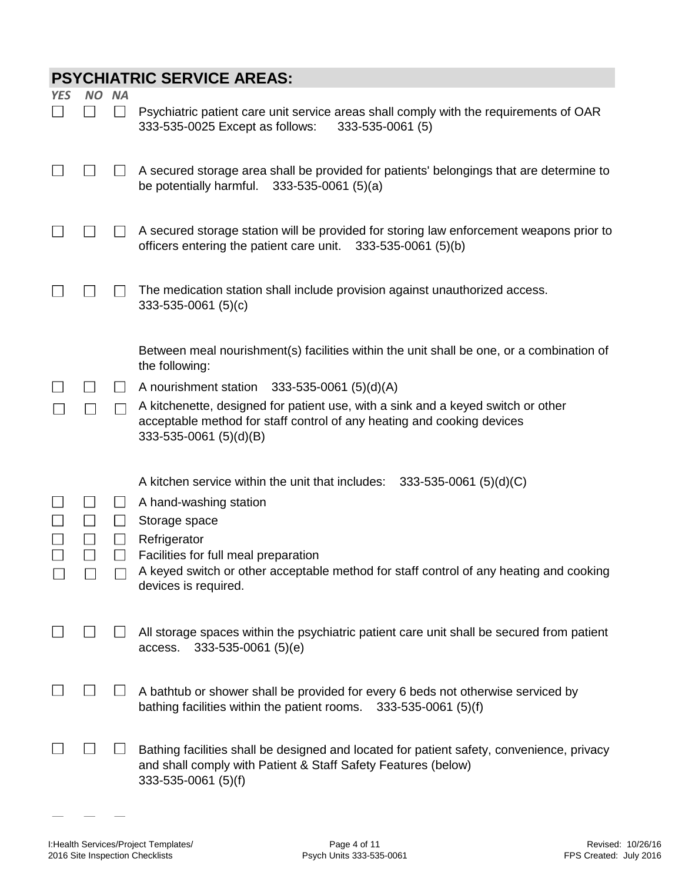## PSYCHIATRIC SERVICE AREAS:

| YES | NO | NA | |
|---|---|---|---|
| ☐ | ☐ | ☐ | Psychiatric patient care unit service areas shall comply with the requirements of OAR 333-535-0025 Except as follows: 333-535-0061 (5) |
| ☐ | ☐ | ☐ | A secured storage area shall be provided for patients' belongings that are determine to be potentially harmful. 333-535-0061 (5)(a) |
| ☐ | ☐ | ☐ | A secured storage station will be provided for storing law enforcement weapons prior to officers entering the patient care unit. 333-535-0061 (5)(b) |
| ☐ | ☐ | ☐ | The medication station shall include provision against unauthorized access. 333-535-0061 (5)(c) |
| | | | Between meal nourishment(s) facilities within the unit shall be one, or a combination of the following: |
| ☐ | ☐ | ☐ | A nourishment station 333-535-0061 (5)(d)(A) |
| ☐ | ☐ | ☐ | A kitchenette, designed for patient use, with a sink and a keyed switch or other acceptable method for staff control of any heating and cooking devices 333-535-0061 (5)(d)(B) |
| | | | A kitchen service within the unit that includes: 333-535-0061 (5)(d)(C) |
| ☐ | ☐ | ☐ | A hand-washing station |
| ☐ | ☐ | ☐ | Storage space |
| ☐ | ☐ | ☐ | Refrigerator |
| ☐ | ☐ | ☐ | Facilities for full meal preparation |
| ☐ | ☐ | ☐ | A keyed switch or other acceptable method for staff control of any heating and cooking devices is required. |
| ☐ | ☐ | ☐ | All storage spaces within the psychiatric patient care unit shall be secured from patient access. 333-535-0061 (5)(e) |
| ☐ | ☐ | ☐ | A bathtub or shower shall be provided for every 6 beds not otherwise serviced by bathing facilities within the patient rooms. 333-535-0061 (5)(f) |
| ☐ | ☐ | ☐ | Bathing facilities shall be designed and located for patient safety, convenience, privacy and shall comply with Patient & Staff Safety Features (below) 333-535-0061 (5)(f) |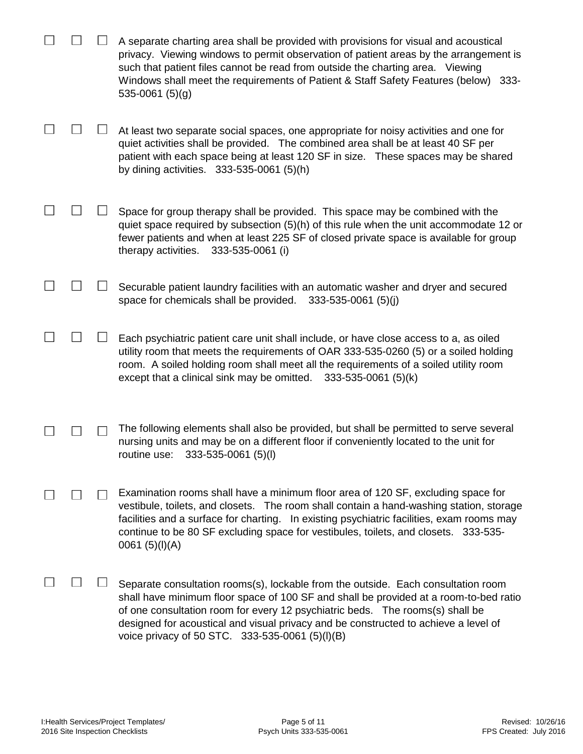☐ ☐ ☐ A separate charting area shall be provided with provisions for visual and acoustical privacy. Viewing windows to permit observation of patient areas by the arrangement is such that patient files cannot be read from outside the charting area. Viewing Windows shall meet the requirements of Patient & Staff Safety Features (below) 333-535-0061 (5)(g)

☐ ☐ ☐ At least two separate social spaces, one appropriate for noisy activities and one for quiet activities shall be provided. The combined area shall be at least 40 SF per patient with each space being at least 120 SF in size. These spaces may be shared by dining activities. 333-535-0061 (5)(h)

☐ ☐ ☐ Space for group therapy shall be provided. This space may be combined with the quiet space required by subsection (5)(h) of this rule when the unit accommodate 12 or fewer patients and when at least 225 SF of closed private space is available for group therapy activities. 333-535-0061 (i)

☐ ☐ ☐ Securable patient laundry facilities with an automatic washer and dryer and secured space for chemicals shall be provided. 333-535-0061 (5)(j)

☐ ☐ ☐ Each psychiatric patient care unit shall include, or have close access to a, as oiled utility room that meets the requirements of OAR 333-535-0260 (5) or a soiled holding room. A soiled holding room shall meet all the requirements of a soiled utility room except that a clinical sink may be omitted. 333-535-0061 (5)(k)

☐ ☐ ☐ The following elements shall also be provided, but shall be permitted to serve several nursing units and may be on a different floor if conveniently located to the unit for routine use: 333-535-0061 (5)(l)

☐ ☐ ☐ Examination rooms shall have a minimum floor area of 120 SF, excluding space for vestibule, toilets, and closets. The room shall contain a hand-washing station, storage facilities and a surface for charting. In existing psychiatric facilities, exam rooms may continue to be 80 SF excluding space for vestibules, toilets, and closets. 333-535-0061 (5)(l)(A)

☐ ☐ ☐ Separate consultation rooms(s), lockable from the outside. Each consultation room shall have minimum floor space of 100 SF and shall be provided at a room-to-bed ratio of one consultation room for every 12 psychiatric beds. The rooms(s) shall be designed for acoustical and visual privacy and be constructed to achieve a level of voice privacy of 50 STC. 333-535-0061 (5)(l)(B)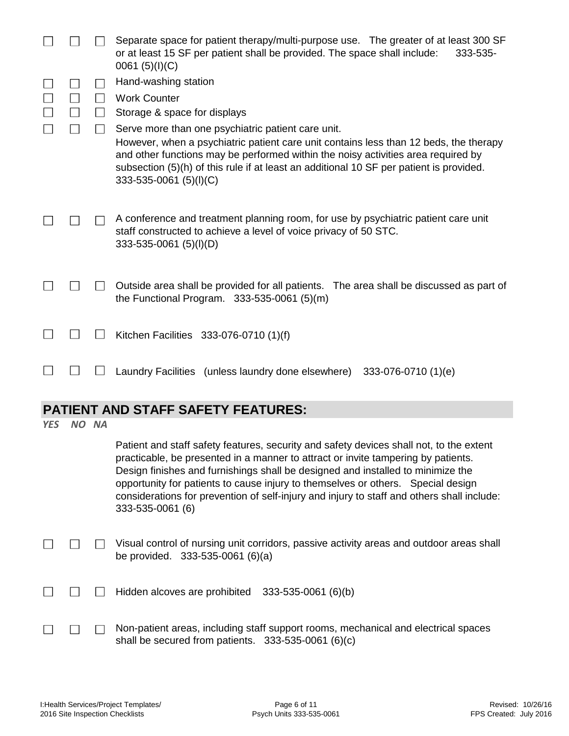☐ ☐ ☐ Separate space for patient therapy/multi-purpose use. The greater of at least 300 SF or at least 15 SF per patient shall be provided. The space shall include: 333-535-0061 (5)(l)(C)

☐ ☐ ☐ Hand-washing station

☐ ☐ ☐ Work Counter

☐ ☐ ☐ Storage & space for displays

☐ ☐ ☐ Serve more than one psychiatric patient care unit.
However, when a psychiatric patient care unit contains less than 12 beds, the therapy and other functions may be performed within the noisy activities area required by subsection (5)(h) of this rule if at least an additional 10 SF per patient is provided. 333-535-0061 (5)(l)(C)

☐ ☐ ☐ A conference and treatment planning room, for use by psychiatric patient care unit staff constructed to achieve a level of voice privacy of 50 STC.
333-535-0061 (5)(l)(D)

☐ ☐ ☐ Outside area shall be provided for all patients. The area shall be discussed as part of the Functional Program. 333-535-0061 (5)(m)

☐ ☐ ☐ Kitchen Facilities 333-076-0710 (1)(f)

☐ ☐ ☐ Laundry Facilities (unless laundry done elsewhere) 333-076-0710 (1)(e)

## PATIENT AND STAFF SAFETY FEATURES:

*YES NO NA*

Patient and staff safety features, security and safety devices shall not, to the extent practicable, be presented in a manner to attract or invite tampering by patients. Design finishes and furnishings shall be designed and installed to minimize the opportunity for patients to cause injury to themselves or others. Special design considerations for prevention of self-injury and injury to staff and others shall include: 333-535-0061 (6)

☐ ☐ ☐ Visual control of nursing unit corridors, passive activity areas and outdoor areas shall be provided. 333-535-0061 (6)(a)

☐ ☐ ☐ Hidden alcoves are prohibited 333-535-0061 (6)(b)

☐ ☐ ☐ Non-patient areas, including staff support rooms, mechanical and electrical spaces shall be secured from patients. 333-535-0061 (6)(c)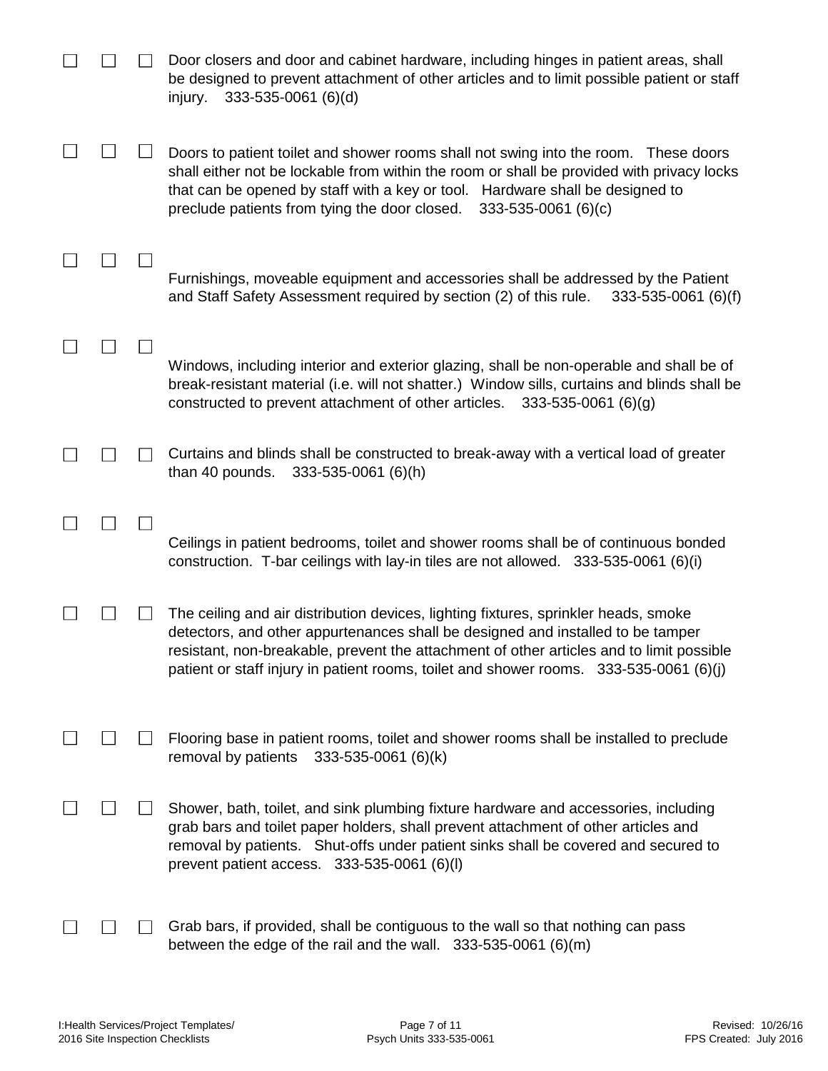☐ ☐ ☐ Door closers and door and cabinet hardware, including hinges in patient areas, shall be designed to prevent attachment of other articles and to limit possible patient or staff injury. 333-535-0061 (6)(d)

☐ ☐ ☐ Doors to patient toilet and shower rooms shall not swing into the room. These doors shall either not be lockable from within the room or shall be provided with privacy locks that can be opened by staff with a key or tool. Hardware shall be designed to preclude patients from tying the door closed. 333-535-0061 (6)(c)

☐ ☐ ☐ Furnishings, moveable equipment and accessories shall be addressed by the Patient and Staff Safety Assessment required by section (2) of this rule. 333-535-0061 (6)(f)

☐ ☐ ☐ Windows, including interior and exterior glazing, shall be non-operable and shall be of break-resistant material (i.e. will not shatter.) Window sills, curtains and blinds shall be constructed to prevent attachment of other articles. 333-535-0061 (6)(g)

☐ ☐ ☐ Curtains and blinds shall be constructed to break-away with a vertical load of greater than 40 pounds. 333-535-0061 (6)(h)

☐ ☐ ☐ Ceilings in patient bedrooms, toilet and shower rooms shall be of continuous bonded construction. T-bar ceilings with lay-in tiles are not allowed. 333-535-0061 (6)(i)

☐ ☐ ☐ The ceiling and air distribution devices, lighting fixtures, sprinkler heads, smoke detectors, and other appurtenances shall be designed and installed to be tamper resistant, non-breakable, prevent the attachment of other articles and to limit possible patient or staff injury in patient rooms, toilet and shower rooms. 333-535-0061 (6)(j)

☐ ☐ ☐ Flooring base in patient rooms, toilet and shower rooms shall be installed to preclude removal by patients 333-535-0061 (6)(k)

☐ ☐ ☐ Shower, bath, toilet, and sink plumbing fixture hardware and accessories, including grab bars and toilet paper holders, shall prevent attachment of other articles and removal by patients. Shut-offs under patient sinks shall be covered and secured to prevent patient access. 333-535-0061 (6)(l)

☐ ☐ ☐ Grab bars, if provided, shall be contiguous to the wall so that nothing can pass between the edge of the rail and the wall. 333-535-0061 (6)(m)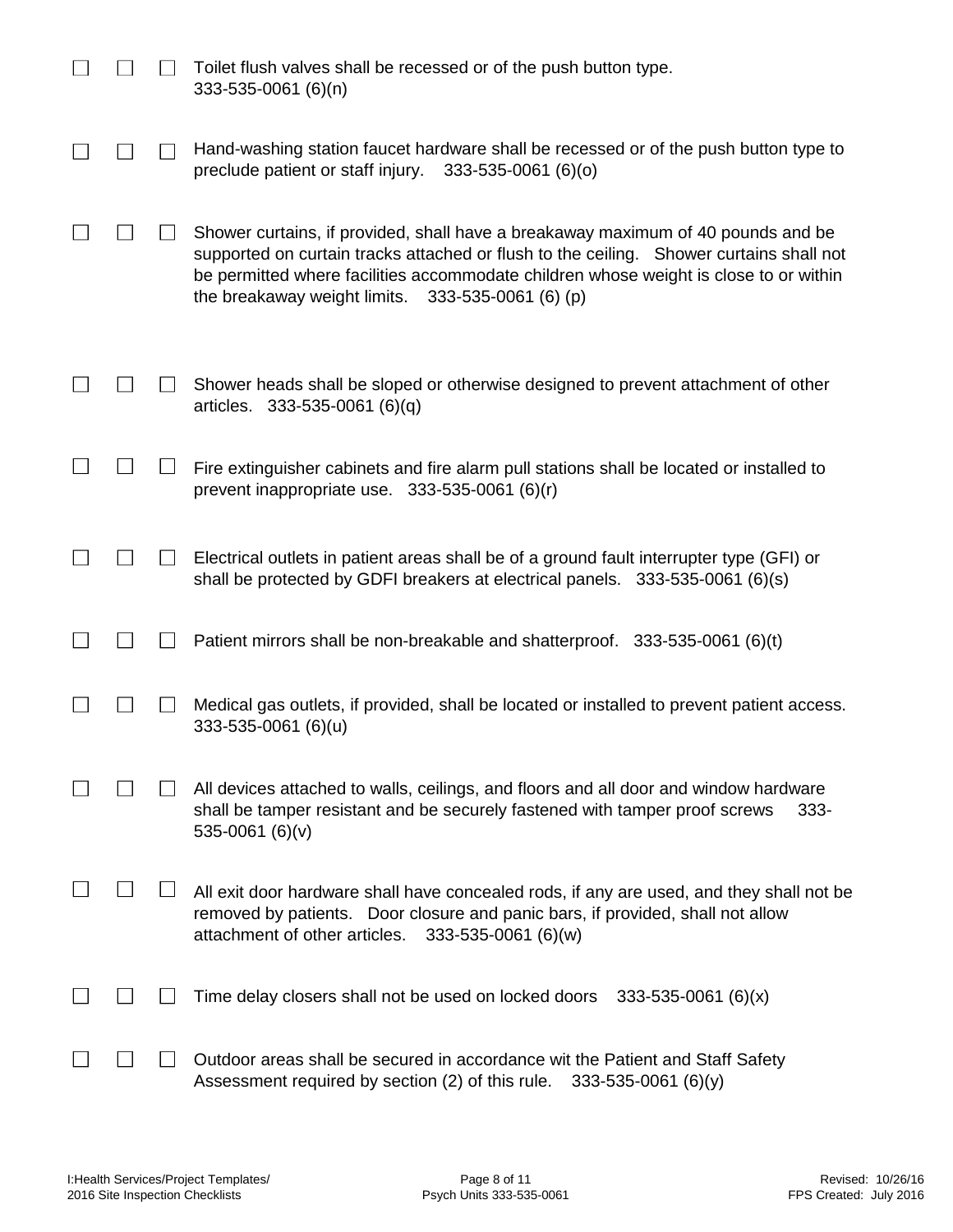☐ ☐ ☐ Toilet flush valves shall be recessed or of the push button type.
333-535-0061 (6)(n)

☐ ☐ ☐ Hand-washing station faucet hardware shall be recessed or of the push button type to preclude patient or staff injury. 333-535-0061 (6)(o)

☐ ☐ ☐ Shower curtains, if provided, shall have a breakaway maximum of 40 pounds and be supported on curtain tracks attached or flush to the ceiling. Shower curtains shall not be permitted where facilities accommodate children whose weight is close to or within the breakaway weight limits. 333-535-0061 (6) (p)

☐ ☐ ☐ Shower heads shall be sloped or otherwise designed to prevent attachment of other articles. 333-535-0061 (6)(q)

☐ ☐ ☐ Fire extinguisher cabinets and fire alarm pull stations shall be located or installed to prevent inappropriate use. 333-535-0061 (6)(r)

☐ ☐ ☐ Electrical outlets in patient areas shall be of a ground fault interrupter type (GFI) or shall be protected by GDFI breakers at electrical panels. 333-535-0061 (6)(s)

☐ ☐ ☐ Patient mirrors shall be non-breakable and shatterproof. 333-535-0061 (6)(t)

☐ ☐ ☐ Medical gas outlets, if provided, shall be located or installed to prevent patient access.
333-535-0061 (6)(u)

☐ ☐ ☐ All devices attached to walls, ceilings, and floors and all door and window hardware shall be tamper resistant and be securely fastened with tamper proof screws 333-535-0061 (6)(v)

☐ ☐ ☐ All exit door hardware shall have concealed rods, if any are used, and they shall not be removed by patients. Door closure and panic bars, if provided, shall not allow attachment of other articles. 333-535-0061 (6)(w)

☐ ☐ ☐ Time delay closers shall not be used on locked doors 333-535-0061 (6)(x)

☐ ☐ ☐ Outdoor areas shall be secured in accordance wit the Patient and Staff Safety Assessment required by section (2) of this rule. 333-535-0061 (6)(y)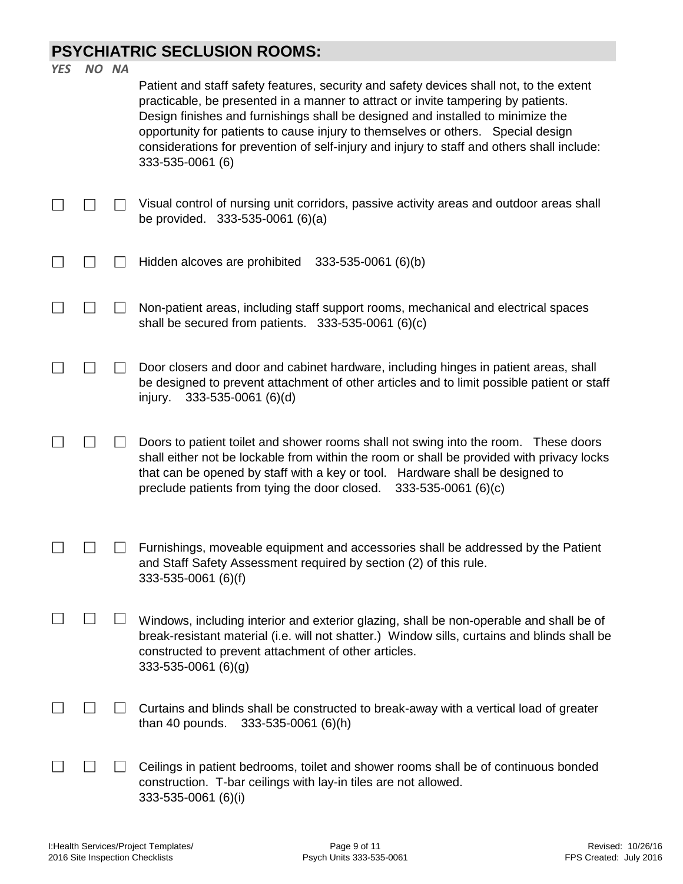## PSYCHIATRIC SECLUSION ROOMS:

| *YES* | *NO* | *NA* | |
|---|---|---|---|
| | | | Patient and staff safety features, security and safety devices shall not, to the extent practicable, be presented in a manner to attract or invite tampering by patients. Design finishes and furnishings shall be designed and installed to minimize the opportunity for patients to cause injury to themselves or others. Special design considerations for prevention of self-injury and injury to staff and others shall include: 333-535-0061 (6) |
| ☐ | ☐ | ☐ | Visual control of nursing unit corridors, passive activity areas and outdoor areas shall be provided. 333-535-0061 (6)(a) |
| ☐ | ☐ | ☐ | Hidden alcoves are prohibited 333-535-0061 (6)(b) |
| ☐ | ☐ | ☐ | Non-patient areas, including staff support rooms, mechanical and electrical spaces shall be secured from patients. 333-535-0061 (6)(c) |
| ☐ | ☐ | ☐ | Door closers and door and cabinet hardware, including hinges in patient areas, shall be designed to prevent attachment of other articles and to limit possible patient or staff injury. 333-535-0061 (6)(d) |
| ☐ | ☐ | ☐ | Doors to patient toilet and shower rooms shall not swing into the room. These doors shall either not be lockable from within the room or shall be provided with privacy locks that can be opened by staff with a key or tool. Hardware shall be designed to preclude patients from tying the door closed. 333-535-0061 (6)(c) |
| ☐ | ☐ | ☐ | Furnishings, moveable equipment and accessories shall be addressed by the Patient and Staff Safety Assessment required by section (2) of this rule. 333-535-0061 (6)(f) |
| ☐ | ☐ | ☐ | Windows, including interior and exterior glazing, shall be non-operable and shall be of break-resistant material (i.e. will not shatter.) Window sills, curtains and blinds shall be constructed to prevent attachment of other articles. 333-535-0061 (6)(g) |
| ☐ | ☐ | ☐ | Curtains and blinds shall be constructed to break-away with a vertical load of greater than 40 pounds. 333-535-0061 (6)(h) |
| ☐ | ☐ | ☐ | Ceilings in patient bedrooms, toilet and shower rooms shall be of continuous bonded construction. T-bar ceilings with lay-in tiles are not allowed. 333-535-0061 (6)(i) |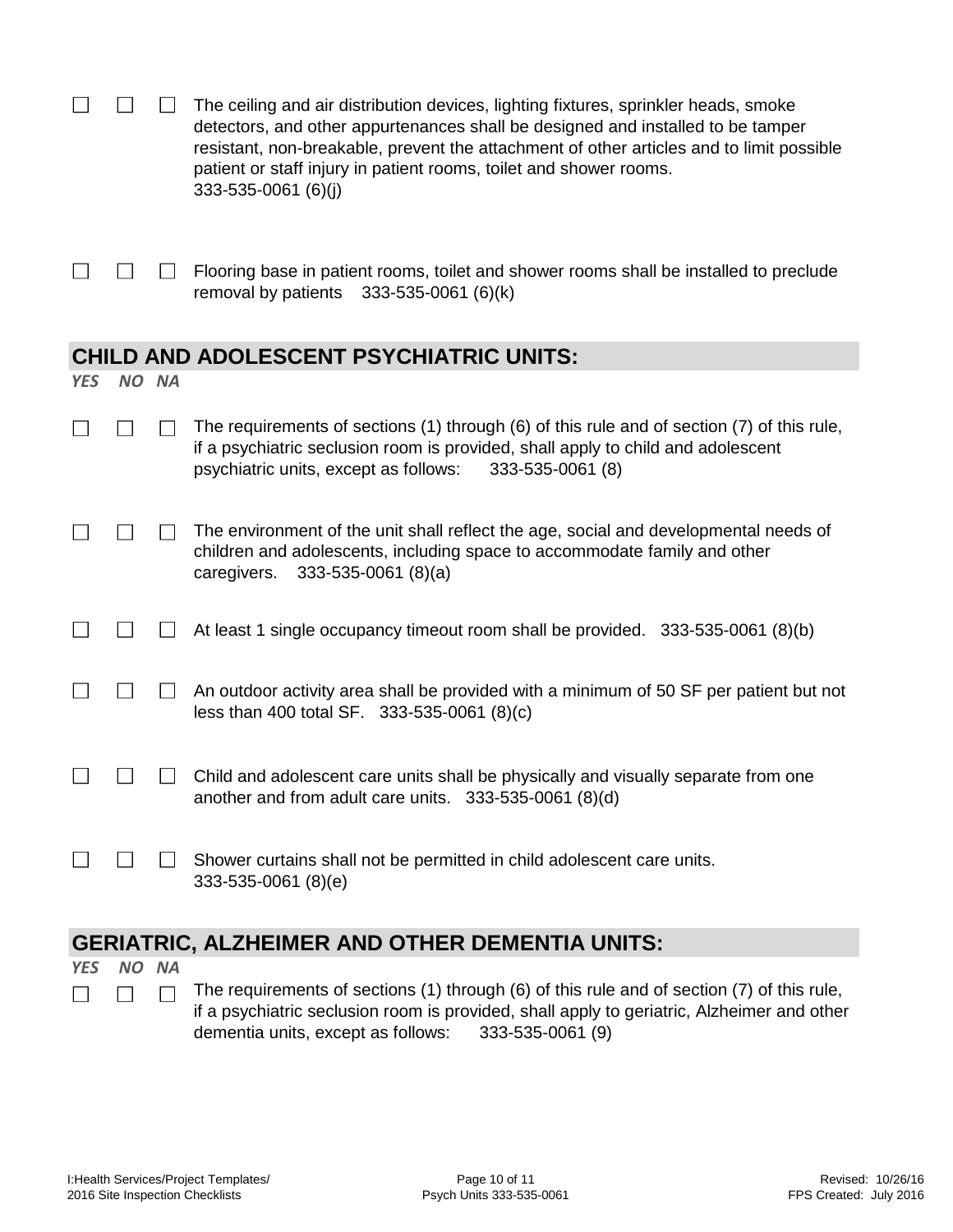☐ ☐ ☐ The ceiling and air distribution devices, lighting fixtures, sprinkler heads, smoke detectors, and other appurtenances shall be designed and installed to be tamper resistant, non-breakable, prevent the attachment of other articles and to limit possible patient or staff injury in patient rooms, toilet and shower rooms.
333-535-0061 (6)(j)

☐ ☐ ☐ Flooring base in patient rooms, toilet and shower rooms shall be installed to preclude removal by patients 333-535-0061 (6)(k)

## CHILD AND ADOLESCENT PSYCHIATRIC UNITS:

*YES NO NA*

☐ ☐ ☐ The requirements of sections (1) through (6) of this rule and of section (7) of this rule, if a psychiatric seclusion room is provided, shall apply to child and adolescent psychiatric units, except as follows: 333-535-0061 (8)

☐ ☐ ☐ The environment of the unit shall reflect the age, social and developmental needs of children and adolescents, including space to accommodate family and other caregivers. 333-535-0061 (8)(a)

☐ ☐ ☐ At least 1 single occupancy timeout room shall be provided. 333-535-0061 (8)(b)

☐ ☐ ☐ An outdoor activity area shall be provided with a minimum of 50 SF per patient but not less than 400 total SF. 333-535-0061 (8)(c)

☐ ☐ ☐ Child and adolescent care units shall be physically and visually separate from one another and from adult care units. 333-535-0061 (8)(d)

☐ ☐ ☐ Shower curtains shall not be permitted in child adolescent care units.
333-535-0061 (8)(e)

## GERIATRIC, ALZHEIMER AND OTHER DEMENTIA UNITS:

*YES NO NA*

☐ ☐ ☐ The requirements of sections (1) through (6) of this rule and of section (7) of this rule, if a psychiatric seclusion room is provided, shall apply to geriatric, Alzheimer and other dementia units, except as follows: 333-535-0061 (9)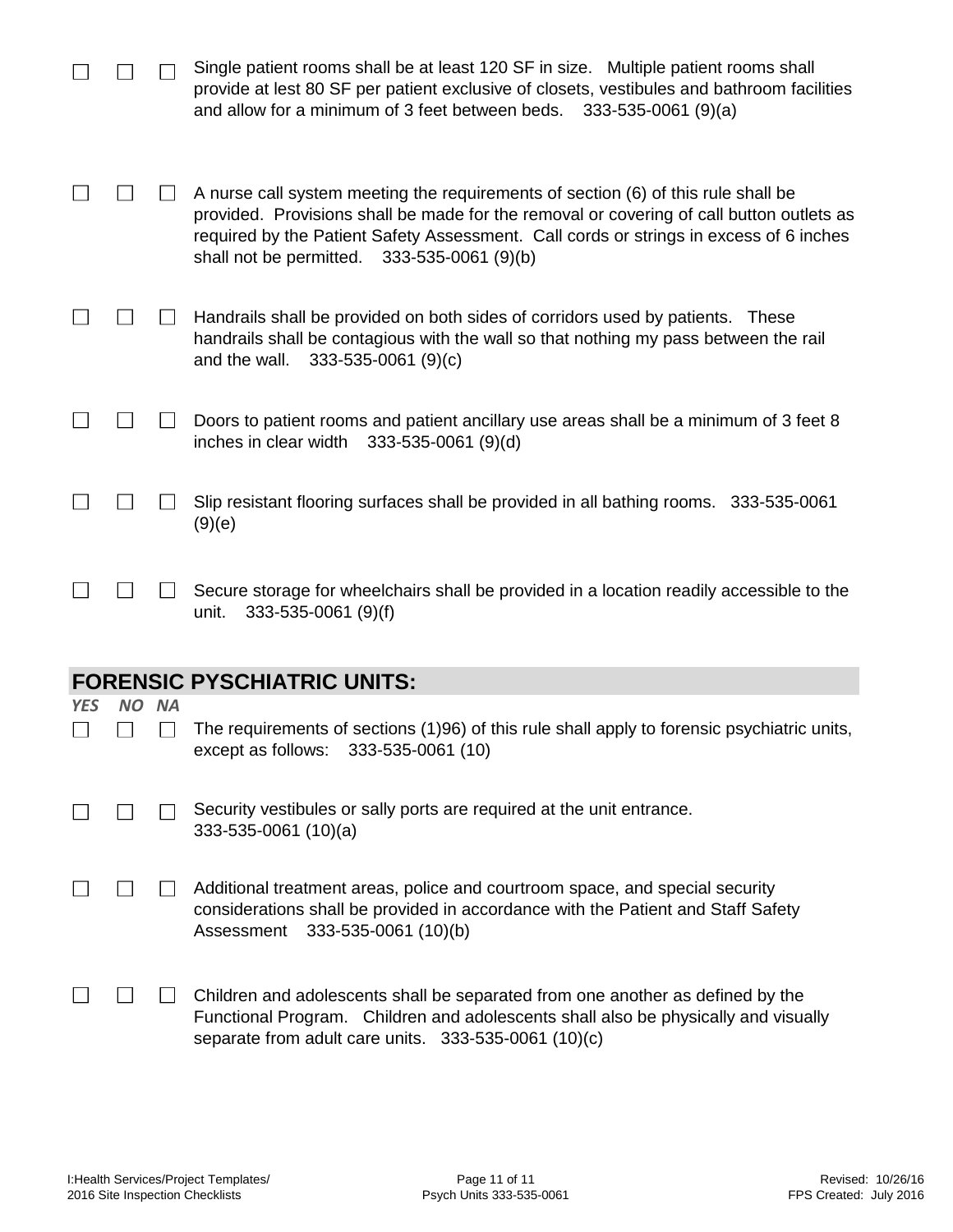☐ ☐ ☐ Single patient rooms shall be at least 120 SF in size. Multiple patient rooms shall provide at lest 80 SF per patient exclusive of closets, vestibules and bathroom facilities and allow for a minimum of 3 feet between beds. 333-535-0061 (9)(a)

☐ ☐ ☐ A nurse call system meeting the requirements of section (6) of this rule shall be provided. Provisions shall be made for the removal or covering of call button outlets as required by the Patient Safety Assessment. Call cords or strings in excess of 6 inches shall not be permitted. 333-535-0061 (9)(b)

☐ ☐ ☐ Handrails shall be provided on both sides of corridors used by patients. These handrails shall be contagious with the wall so that nothing my pass between the rail and the wall. 333-535-0061 (9)(c)

☐ ☐ ☐ Doors to patient rooms and patient ancillary use areas shall be a minimum of 3 feet 8 inches in clear width 333-535-0061 (9)(d)

☐ ☐ ☐ Slip resistant flooring surfaces shall be provided in all bathing rooms. 333-535-0061 (9)(e)

☐ ☐ ☐ Secure storage for wheelchairs shall be provided in a location readily accessible to the unit. 333-535-0061 (9)(f)

## FORENSIC PYSCHIATRIC UNITS:

*YES NO NA*

☐ ☐ ☐ The requirements of sections (1)96) of this rule shall apply to forensic psychiatric units, except as follows: 333-535-0061 (10)

☐ ☐ ☐ Security vestibules or sally ports are required at the unit entrance. 333-535-0061 (10)(a)

☐ ☐ ☐ Additional treatment areas, police and courtroom space, and special security considerations shall be provided in accordance with the Patient and Staff Safety Assessment 333-535-0061 (10)(b)

☐ ☐ ☐ Children and adolescents shall be separated from one another as defined by the Functional Program. Children and adolescents shall also be physically and visually separate from adult care units. 333-535-0061 (10)(c)